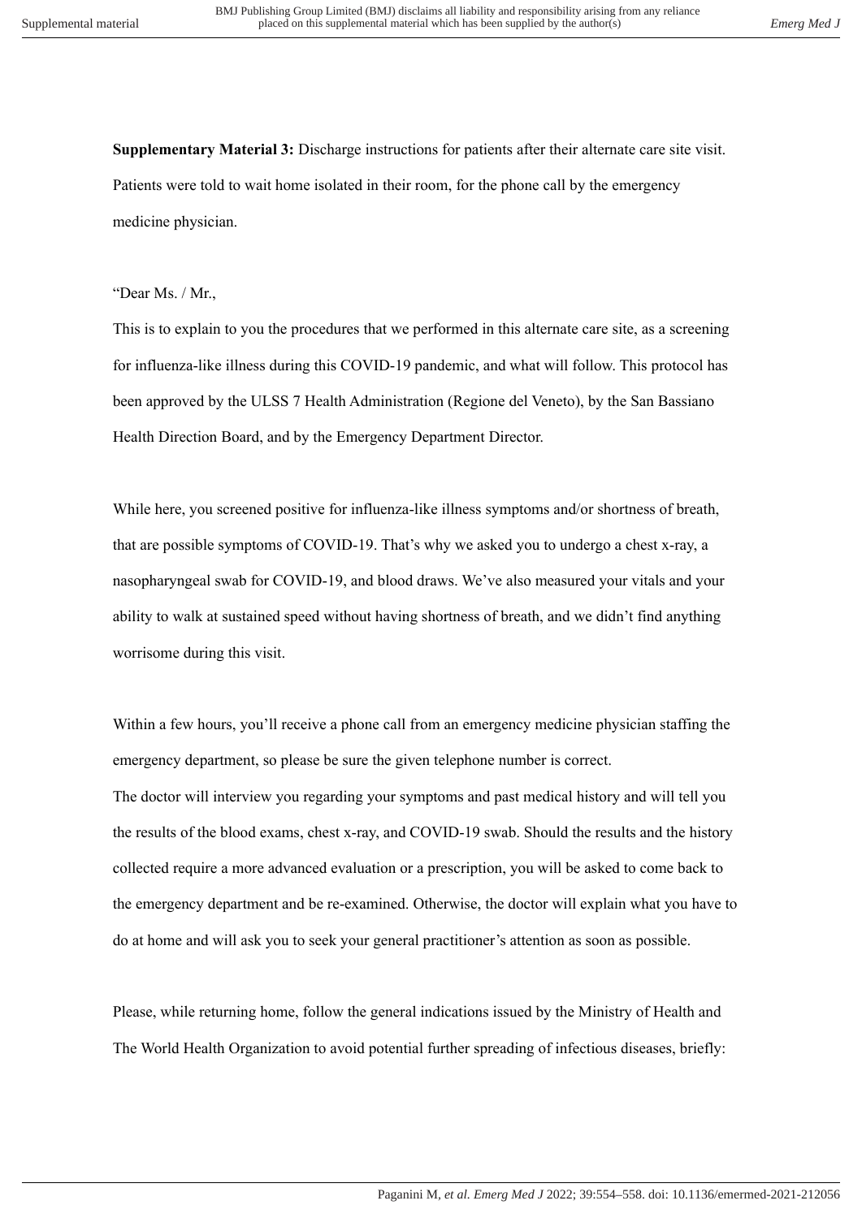**Supplementary Material 3:** Discharge instructions for patients after their alternate care site visit. Patients were told to wait home isolated in their room, for the phone call by the emergency medicine physician.

"Dear Ms. / Mr.,

This is to explain to you the procedures that we performed in this alternate care site, as a screening for influenza-like illness during this COVID-19 pandemic, and what will follow. This protocol has been approved by the ULSS 7 Health Administration (Regione del Veneto), by the San Bassiano Health Direction Board, and by the Emergency Department Director.

While here, you screened positive for influenza-like illness symptoms and/or shortness of breath, that are possible symptoms of COVID-19. That's why we asked you to undergo a chest x-ray, a nasopharyngeal swab for COVID-19, and blood draws. We've also measured your vitals and your ability to walk at sustained speed without having shortness of breath, and we didn't find anything worrisome during this visit.

Within a few hours, you'll receive a phone call from an emergency medicine physician staffing the emergency department, so please be sure the given telephone number is correct.

The doctor will interview you regarding your symptoms and past medical history and will tell you the results of the blood exams, chest x-ray, and COVID-19 swab. Should the results and the history collected require a more advanced evaluation or a prescription, you will be asked to come back to the emergency department and be re-examined. Otherwise, the doctor will explain what you have to do at home and will ask you to seek your general practitioner's attention as soon as possible.

Please, while returning home, follow the general indications issued by the Ministry of Health and The World Health Organization to avoid potential further spreading of infectious diseases, briefly: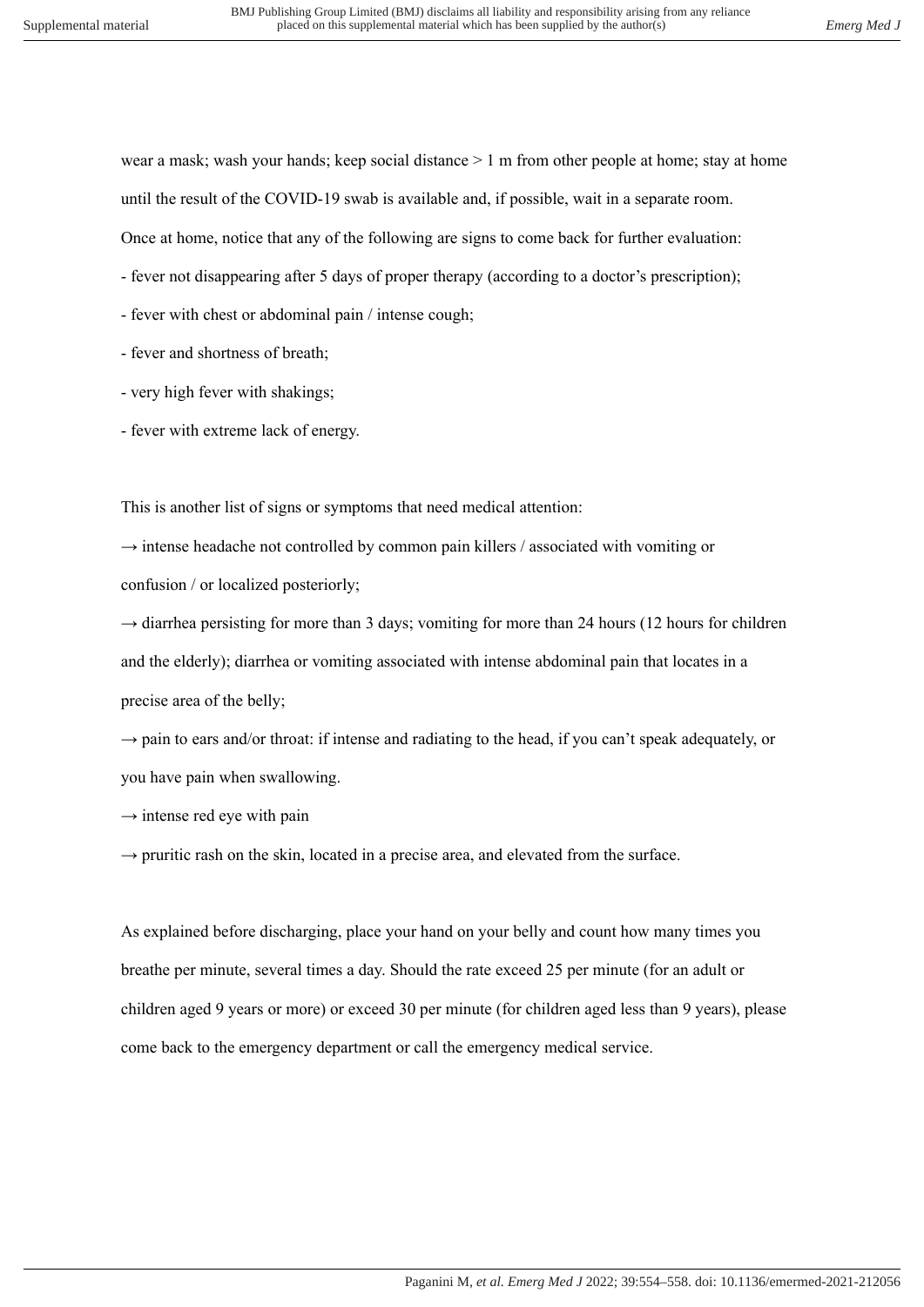wear a mask; wash your hands; keep social distance > 1 m from other people at home; stay at home until the result of the COVID-19 swab is available and, if possible, wait in a separate room.

Once at home, notice that any of the following are signs to come back for further evaluation:

- fever not disappearing after 5 days of proper therapy (according to a doctor's prescription);
- fever with chest or abdominal pain / intense cough;
- fever and shortness of breath;
- very high fever with shakings;
- fever with extreme lack of energy.

This is another list of signs or symptoms that need medical attention:

→ intense headache not controlled by common pain killers / associated with vomiting or confusion / or localized posteriorly;

→ diarrhea persisting for more than 3 days; vomiting for more than 24 hours (12 hours for children and the elderly); diarrhea or vomiting associated with intense abdominal pain that locates in a precise area of the belly;

→ pain to ears and/or throat: if intense and radiating to the head, if you can't speak adequately, or you have pain when swallowing.

→ intense red eye with pain

→ pruritic rash on the skin, located in a precise area, and elevated from the surface.

As explained before discharging, place your hand on your belly and count how many times you breathe per minute, several times a day. Should the rate exceed 25 per minute (for an adult or children aged 9 years or more) or exceed 30 per minute (for children aged less than 9 years), please come back to the emergency department or call the emergency medical service.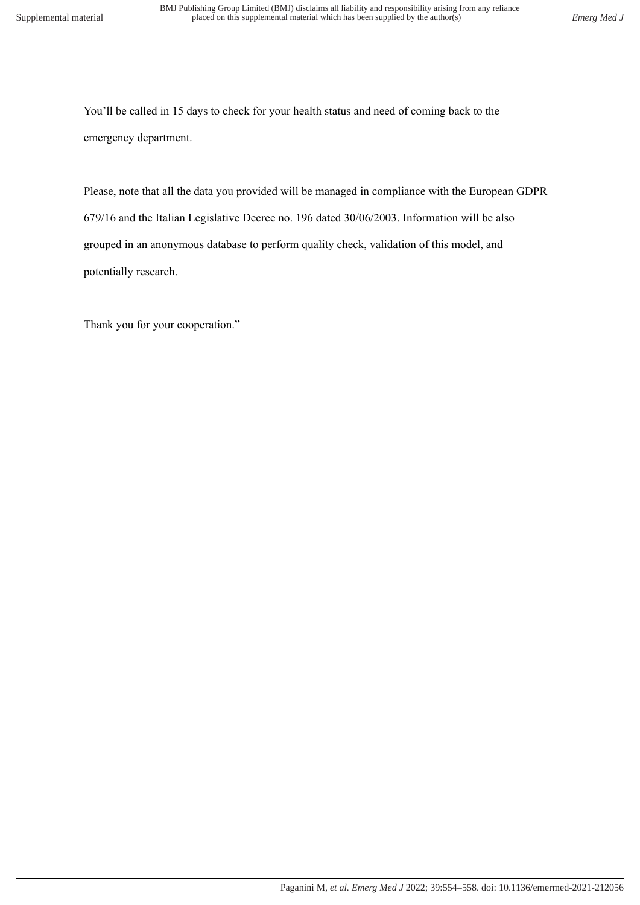You'll be called in 15 days to check for your health status and need of coming back to the emergency department.

Please, note that all the data you provided will be managed in compliance with the European GDPR 679/16 and the Italian Legislative Decree no. 196 dated 30/06/2003. Information will be also grouped in an anonymous database to perform quality check, validation of this model, and potentially research.

Thank you for your cooperation."